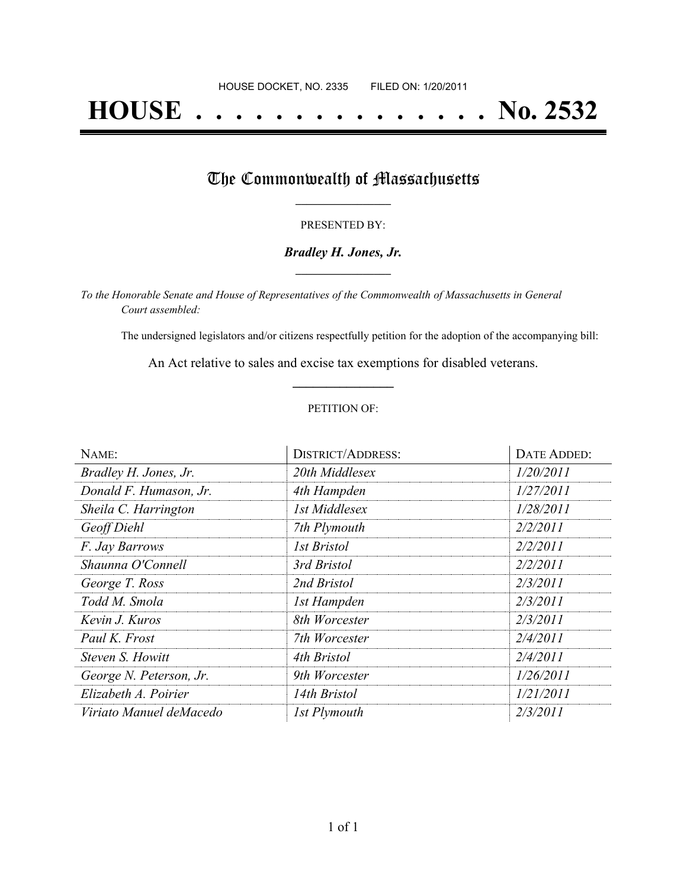HOUSE DOCKET, NO. 2335        FILED ON: 1/20/2011

# HOUSE . . . . . . . . . . . . . . . No. 2532

## The Commonwealth of Massachusetts

PRESENTED BY:

***Bradley H. Jones, Jr.***

*To the Honorable Senate and House of Representatives of the Commonwealth of Massachusetts in General Court assembled:*

The undersigned legislators and/or citizens respectfully petition for the adoption of the accompanying bill:

An Act relative to sales and excise tax exemptions for disabled veterans.

PETITION OF:

| NAME: | DISTRICT/ADDRESS: | DATE ADDED: |
|---|---|---|
| *Bradley H. Jones, Jr.* | *20th Middlesex* | *1/20/2011* |
| *Donald F. Humason, Jr.* | *4th Hampden* | *1/27/2011* |
| *Sheila C. Harrington* | *1st Middlesex* | *1/28/2011* |
| *Geoff Diehl* | *7th Plymouth* | *2/2/2011* |
| *F. Jay Barrows* | *1st Bristol* | *2/2/2011* |
| *Shaunna O'Connell* | *3rd Bristol* | *2/2/2011* |
| *George T. Ross* | *2nd Bristol* | *2/3/2011* |
| *Todd M. Smola* | *1st Hampden* | *2/3/2011* |
| *Kevin J. Kuros* | *8th Worcester* | *2/3/2011* |
| *Paul K. Frost* | *7th Worcester* | *2/4/2011* |
| *Steven S. Howitt* | *4th Bristol* | *2/4/2011* |
| *George N. Peterson, Jr.* | *9th Worcester* | *1/26/2011* |
| *Elizabeth A. Poirier* | *14th Bristol* | *1/21/2011* |
| *Viriato Manuel deMacedo* | *1st Plymouth* | *2/3/2011* |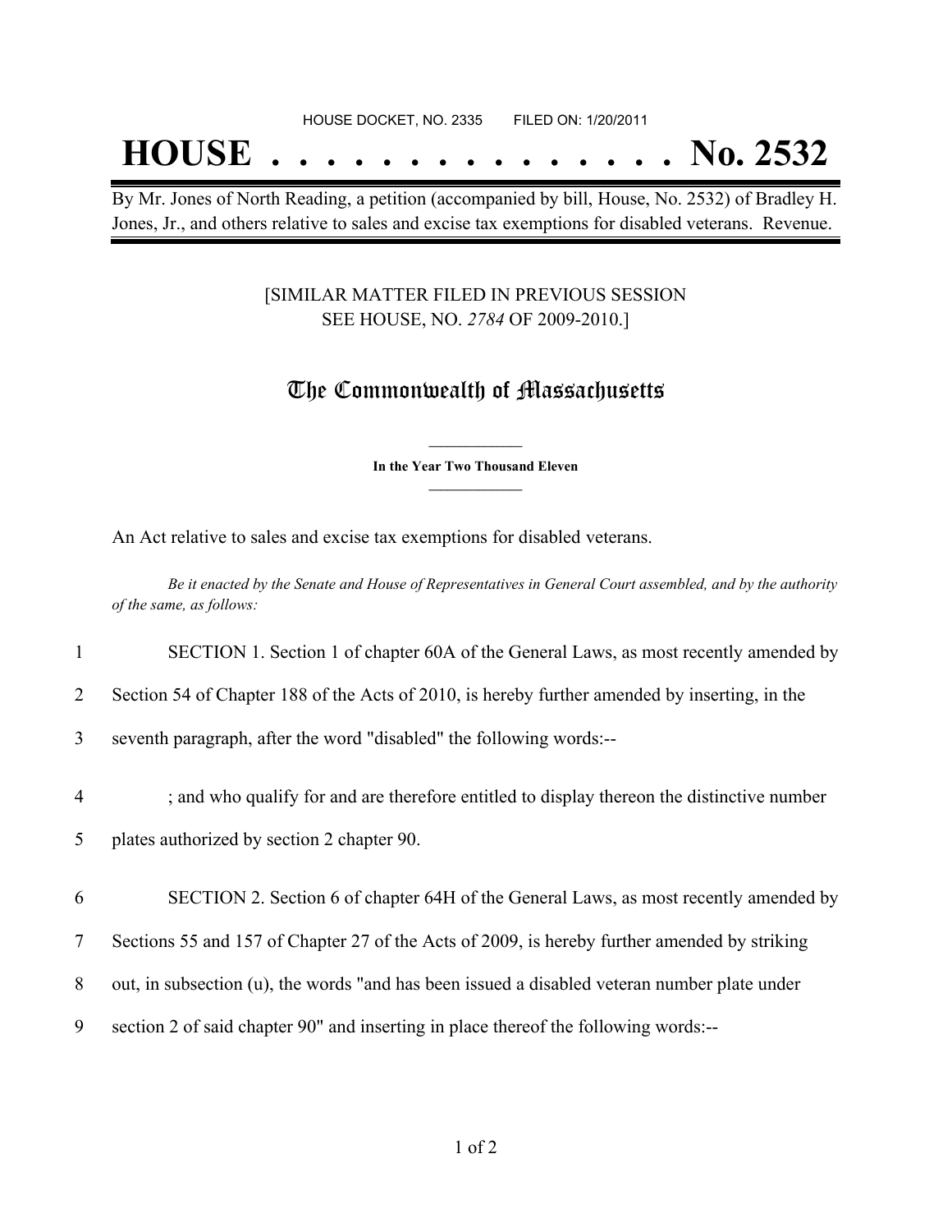HOUSE DOCKET, NO. 2335 FILED ON: 1/20/2011

# HOUSE . . . . . . . . . . . . . . . No. 2532

By Mr. Jones of North Reading, a petition (accompanied by bill, House, No. 2532) of Bradley H. Jones, Jr., and others relative to sales and excise tax exemptions for disabled veterans. Revenue.

[SIMILAR MATTER FILED IN PREVIOUS SESSION SEE HOUSE, NO. *2784* OF 2009-2010.]

## The Commonwealth of Massachusetts

**In the Year Two Thousand Eleven**

An Act relative to sales and excise tax exemptions for disabled veterans.

*Be it enacted by the Senate and House of Representatives in General Court assembled, and by the authority of the same, as follows:*

1 SECTION 1. Section 1 of chapter 60A of the General Laws, as most recently amended by
2 Section 54 of Chapter 188 of the Acts of 2010, is hereby further amended by inserting, in the
3 seventh paragraph, after the word "disabled" the following words:--

4 ; and who qualify for and are therefore entitled to display thereon the distinctive number
5 plates authorized by section 2 chapter 90.

6 SECTION 2. Section 6 of chapter 64H of the General Laws, as most recently amended by
7 Sections 55 and 157 of Chapter 27 of the Acts of 2009, is hereby further amended by striking
8 out, in subsection (u), the words "and has been issued a disabled veteran number plate under
9 section 2 of said chapter 90" and inserting in place thereof the following words:--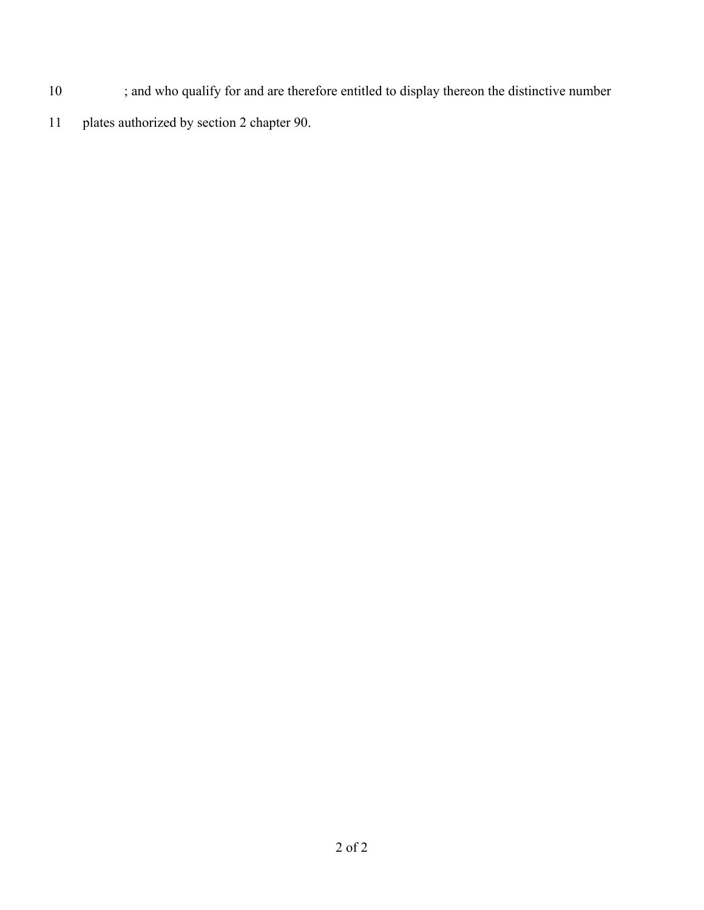10 ; and who qualify for and are therefore entitled to display thereon the distinctive number

11 plates authorized by section 2 chapter 90.